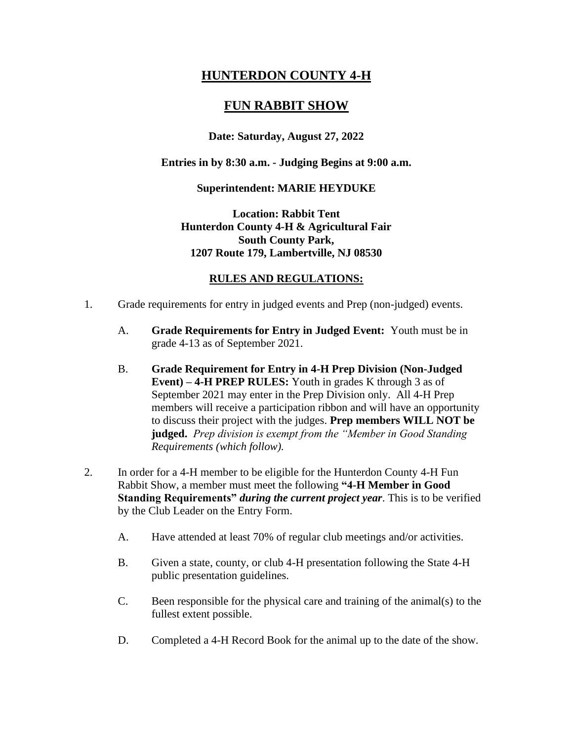# HUNTERDON COUNTY 4-H

# FUN RABBIT SHOW

**Date: Saturday, August 27, 2022**

**Entries in by 8:30 a.m. - Judging Begins at 9:00 a.m.**

**Superintendent: MARIE HEYDUKE**

**Location: Rabbit Tent**
**Hunterdon County 4-H & Agricultural Fair**
**South County Park,**
**1207 Route 179, Lambertville, NJ 08530**

## RULES AND REGULATIONS:

1. Grade requirements for entry in judged events and Prep (non-judged) events.

   A. **Grade Requirements for Entry in Judged Event:** Youth must be in grade 4-13 as of September 2021.

   B. **Grade Requirement for Entry in 4-H Prep Division (Non-Judged Event) – 4-H PREP RULES:** Youth in grades K through 3 as of September 2021 may enter in the Prep Division only. All 4-H Prep members will receive a participation ribbon and will have an opportunity to discuss their project with the judges. **Prep members WILL NOT be judged.** *Prep division is exempt from the "Member in Good Standing Requirements (which follow).*

2. In order for a 4-H member to be eligible for the Hunterdon County 4-H Fun Rabbit Show, a member must meet the following **"4-H Member in Good Standing Requirements"** ***during the current project year***. This is to be verified by the Club Leader on the Entry Form.

   A. Have attended at least 70% of regular club meetings and/or activities.

   B. Given a state, county, or club 4-H presentation following the State 4-H public presentation guidelines.

   C. Been responsible for the physical care and training of the animal(s) to the fullest extent possible.

   D. Completed a 4-H Record Book for the animal up to the date of the show.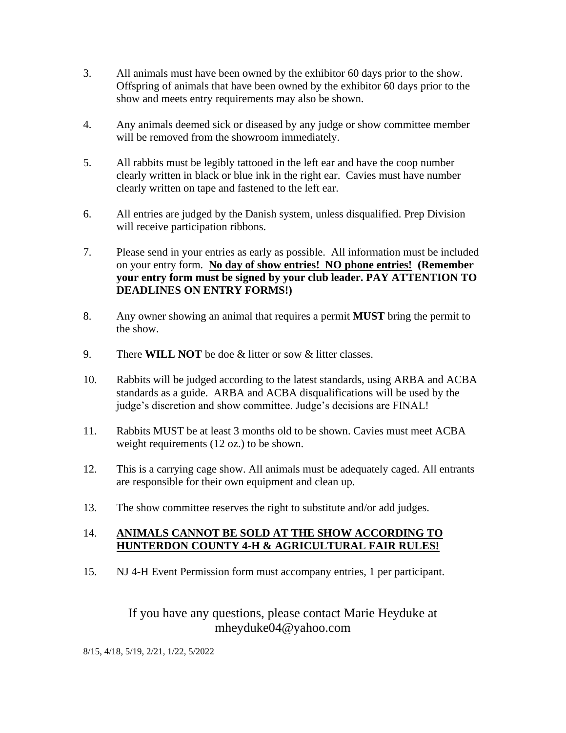3. All animals must have been owned by the exhibitor 60 days prior to the show. Offspring of animals that have been owned by the exhibitor 60 days prior to the show and meets entry requirements may also be shown.

4. Any animals deemed sick or diseased by any judge or show committee member will be removed from the showroom immediately.

5. All rabbits must be legibly tattooed in the left ear and have the coop number clearly written in black or blue ink in the right ear. Cavies must have number clearly written on tape and fastened to the left ear.

6. All entries are judged by the Danish system, unless disqualified. Prep Division will receive participation ribbons.

7. Please send in your entries as early as possible. All information must be included on your entry form. <u>**No day of show entries! NO phone entries!**</u> **(Remember your entry form must be signed by your club leader. PAY ATTENTION TO DEADLINES ON ENTRY FORMS!)**

8. Any owner showing an animal that requires a permit **MUST** bring the permit to the show.

9. There **WILL NOT** be doe & litter or sow & litter classes.

10. Rabbits will be judged according to the latest standards, using ARBA and ACBA standards as a guide. ARBA and ACBA disqualifications will be used by the judge's discretion and show committee. Judge's decisions are FINAL!

11. Rabbits MUST be at least 3 months old to be shown. Cavies must meet ACBA weight requirements (12 oz.) to be shown.

12. This is a carrying cage show. All animals must be adequately caged. All entrants are responsible for their own equipment and clean up.

13. The show committee reserves the right to substitute and/or add judges.

14. <u>**ANIMALS CANNOT BE SOLD AT THE SHOW ACCORDING TO HUNTERDON COUNTY 4-H & AGRICULTURAL FAIR RULES!**</u>

15. NJ 4-H Event Permission form must accompany entries, 1 per participant.

If you have any questions, please contact Marie Heyduke at mheyduke04@yahoo.com

8/15, 4/18, 5/19, 2/21, 1/22, 5/2022